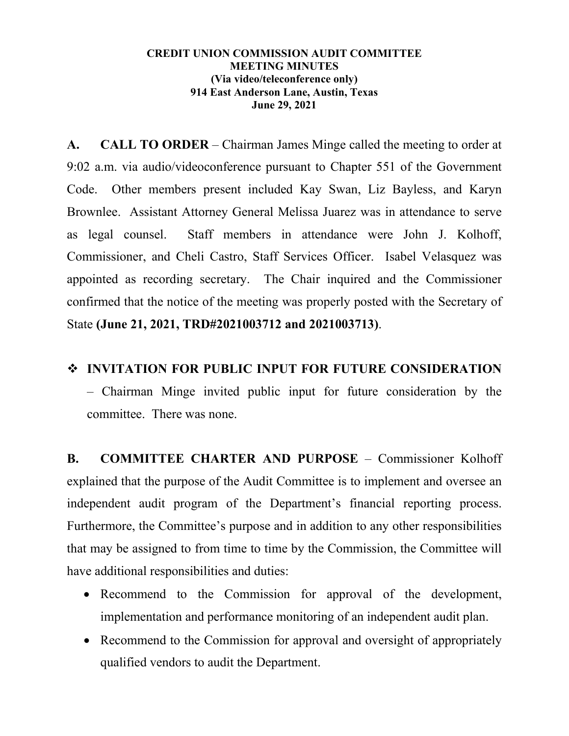**CREDIT UNION COMMISSION AUDIT COMMITTEE**
**MEETING MINUTES**
**(Via video/teleconference only)**
**914 East Anderson Lane, Austin, Texas**
**June 29, 2021**

**A. CALL TO ORDER** – Chairman James Minge called the meeting to order at 9:02 a.m. via audio/videoconference pursuant to Chapter 551 of the Government Code. Other members present included Kay Swan, Liz Bayless, and Karyn Brownlee. Assistant Attorney General Melissa Juarez was in attendance to serve as legal counsel. Staff members in attendance were John J. Kolhoff, Commissioner, and Cheli Castro, Staff Services Officer. Isabel Velasquez was appointed as recording secretary. The Chair inquired and the Commissioner confirmed that the notice of the meeting was properly posted with the Secretary of State **(June 21, 2021, TRD#2021003712 and 2021003713)**.

- **INVITATION FOR PUBLIC INPUT FOR FUTURE CONSIDERATION** – Chairman Minge invited public input for future consideration by the committee. There was none.

**B. COMMITTEE CHARTER AND PURPOSE** – Commissioner Kolhoff explained that the purpose of the Audit Committee is to implement and oversee an independent audit program of the Department's financial reporting process. Furthermore, the Committee's purpose and in addition to any other responsibilities that may be assigned to from time to time by the Commission, the Committee will have additional responsibilities and duties:

- Recommend to the Commission for approval of the development, implementation and performance monitoring of an independent audit plan.
- Recommend to the Commission for approval and oversight of appropriately qualified vendors to audit the Department.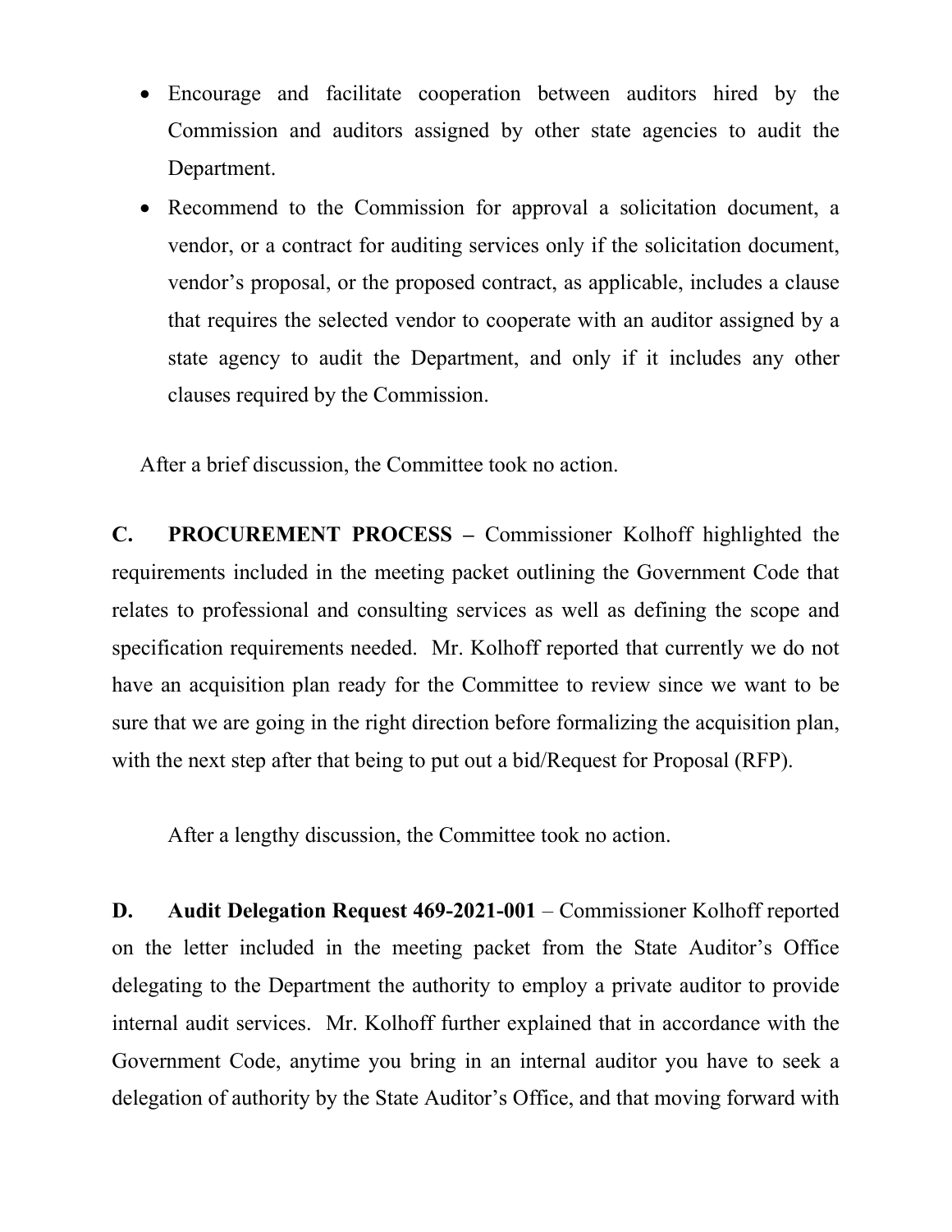- Encourage and facilitate cooperation between auditors hired by the Commission and auditors assigned by other state agencies to audit the Department.
- Recommend to the Commission for approval a solicitation document, a vendor, or a contract for auditing services only if the solicitation document, vendor's proposal, or the proposed contract, as applicable, includes a clause that requires the selected vendor to cooperate with an auditor assigned by a state agency to audit the Department, and only if it includes any other clauses required by the Commission.

After a brief discussion, the Committee took no action.

**C. PROCUREMENT PROCESS –** Commissioner Kolhoff highlighted the requirements included in the meeting packet outlining the Government Code that relates to professional and consulting services as well as defining the scope and specification requirements needed. Mr. Kolhoff reported that currently we do not have an acquisition plan ready for the Committee to review since we want to be sure that we are going in the right direction before formalizing the acquisition plan, with the next step after that being to put out a bid/Request for Proposal (RFP).

After a lengthy discussion, the Committee took no action.

**D. Audit Delegation Request 469-2021-001** – Commissioner Kolhoff reported on the letter included in the meeting packet from the State Auditor's Office delegating to the Department the authority to employ a private auditor to provide internal audit services. Mr. Kolhoff further explained that in accordance with the Government Code, anytime you bring in an internal auditor you have to seek a delegation of authority by the State Auditor's Office, and that moving forward with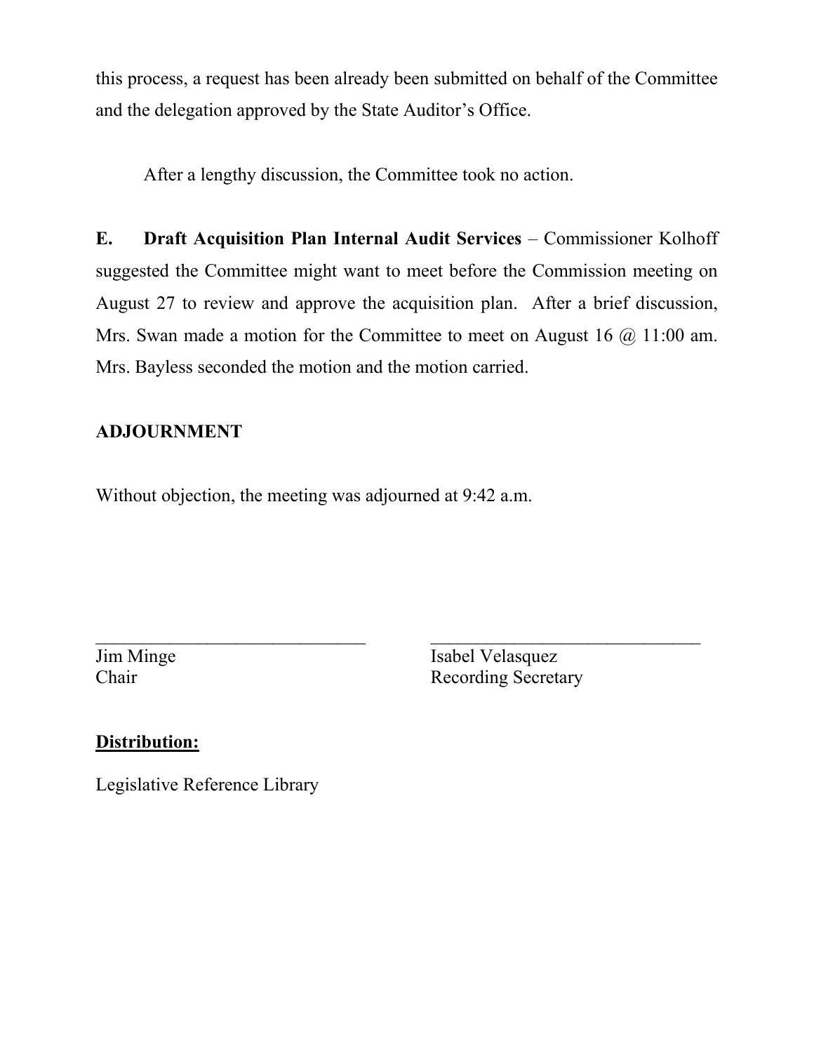this process, a request has been already been submitted on behalf of the Committee and the delegation approved by the State Auditor's Office.

After a lengthy discussion, the Committee took no action.

**E. Draft Acquisition Plan Internal Audit Services** – Commissioner Kolhoff suggested the Committee might want to meet before the Commission meeting on August 27 to review and approve the acquisition plan. After a brief discussion, Mrs. Swan made a motion for the Committee to meet on August 16 @ 11:00 am. Mrs. Bayless seconded the motion and the motion carried.

**ADJOURNMENT**

Without objection, the meeting was adjourned at 9:42 a.m.

| | |
|---|---|
| ______________________________ | ______________________________ |
| Jim Minge | Isabel Velasquez |
| Chair | Recording Secretary |

**Distribution:**

Legislative Reference Library